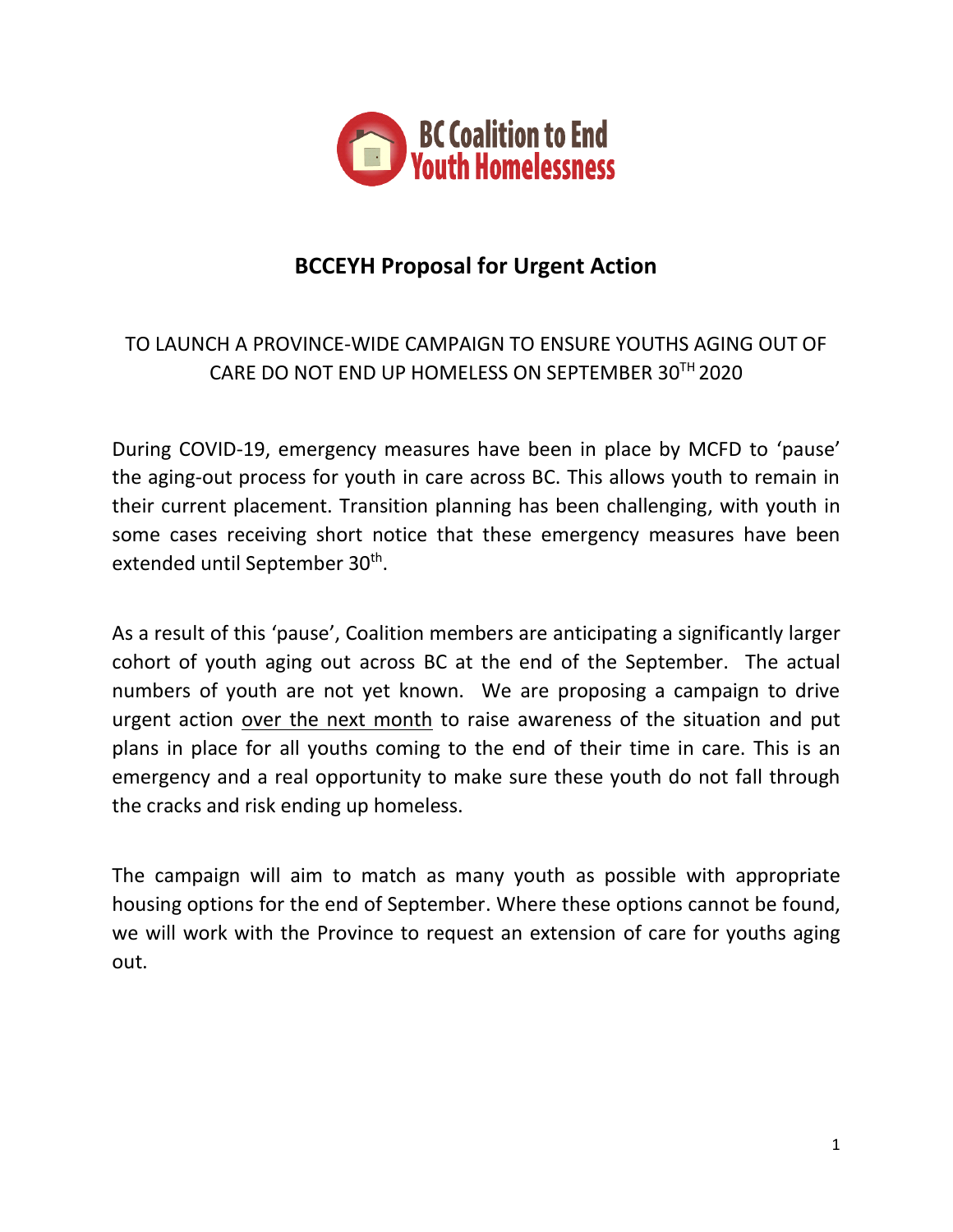BC Coalition to End Youth Homelessness

## BCCEYH Proposal for Urgent Action

TO LAUNCH A PROVINCE-WIDE CAMPAIGN TO ENSURE YOUTHS AGING OUT OF CARE DO NOT END UP HOMELESS ON SEPTEMBER 30TH 2020

During COVID-19, emergency measures have been in place by MCFD to 'pause' the aging-out process for youth in care across BC. This allows youth to remain in their current placement. Transition planning has been challenging, with youth in some cases receiving short notice that these emergency measures have been extended until September 30th.

As a result of this 'pause', Coalition members are anticipating a significantly larger cohort of youth aging out across BC at the end of the September. The actual numbers of youth are not yet known. We are proposing a campaign to drive urgent action <u>over the next month</u> to raise awareness of the situation and put plans in place for all youths coming to the end of their time in care. This is an emergency and a real opportunity to make sure these youth do not fall through the cracks and risk ending up homeless.

The campaign will aim to match as many youth as possible with appropriate housing options for the end of September. Where these options cannot be found, we will work with the Province to request an extension of care for youths aging out.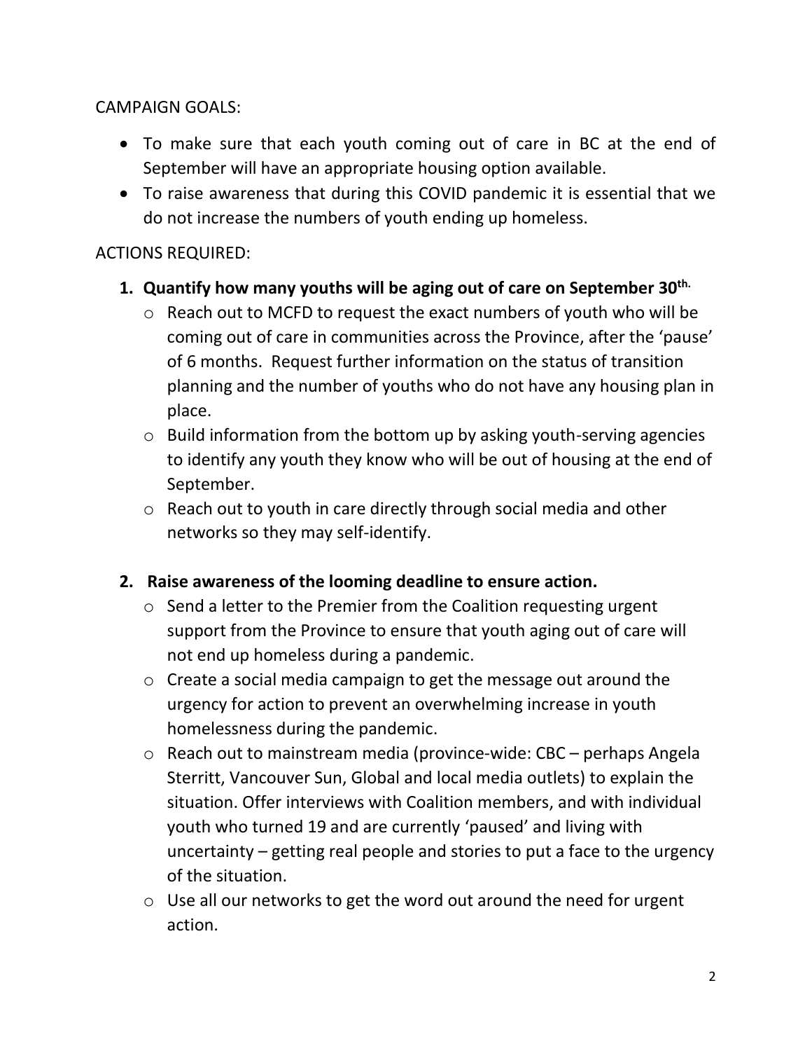CAMPAIGN GOALS:

- To make sure that each youth coming out of care in BC at the end of September will have an appropriate housing option available.
- To raise awareness that during this COVID pandemic it is essential that we do not increase the numbers of youth ending up homeless.

ACTIONS REQUIRED:

1. **Quantify how many youths will be aging out of care on September 30th.**
    - Reach out to MCFD to request the exact numbers of youth who will be coming out of care in communities across the Province, after the 'pause' of 6 months. Request further information on the status of transition planning and the number of youths who do not have any housing plan in place.
    - Build information from the bottom up by asking youth-serving agencies to identify any youth they know who will be out of housing at the end of September.
    - Reach out to youth in care directly through social media and other networks so they may self-identify.

2. **Raise awareness of the looming deadline to ensure action.**
    - Send a letter to the Premier from the Coalition requesting urgent support from the Province to ensure that youth aging out of care will not end up homeless during a pandemic.
    - Create a social media campaign to get the message out around the urgency for action to prevent an overwhelming increase in youth homelessness during the pandemic.
    - Reach out to mainstream media (province-wide: CBC – perhaps Angela Sterritt, Vancouver Sun, Global and local media outlets) to explain the situation. Offer interviews with Coalition members, and with individual youth who turned 19 and are currently 'paused' and living with uncertainty – getting real people and stories to put a face to the urgency of the situation.
    - Use all our networks to get the word out around the need for urgent action.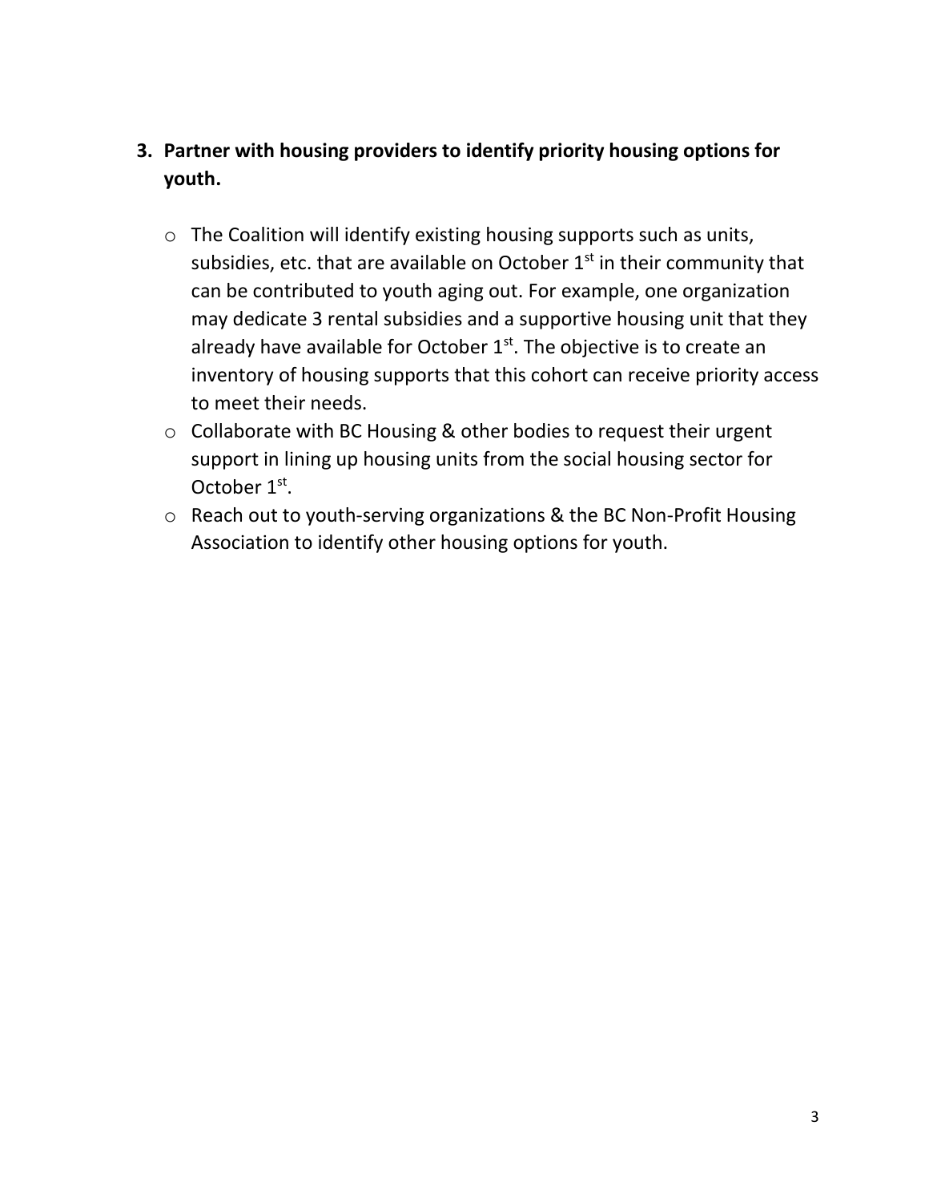3. **Partner with housing providers to identify priority housing options for youth.**

    - The Coalition will identify existing housing supports such as units, subsidies, etc. that are available on October 1st in their community that can be contributed to youth aging out. For example, one organization may dedicate 3 rental subsidies and a supportive housing unit that they already have available for October 1st. The objective is to create an inventory of housing supports that this cohort can receive priority access to meet their needs.
    - Collaborate with BC Housing & other bodies to request their urgent support in lining up housing units from the social housing sector for October 1st.
    - Reach out to youth-serving organizations & the BC Non-Profit Housing Association to identify other housing options for youth.